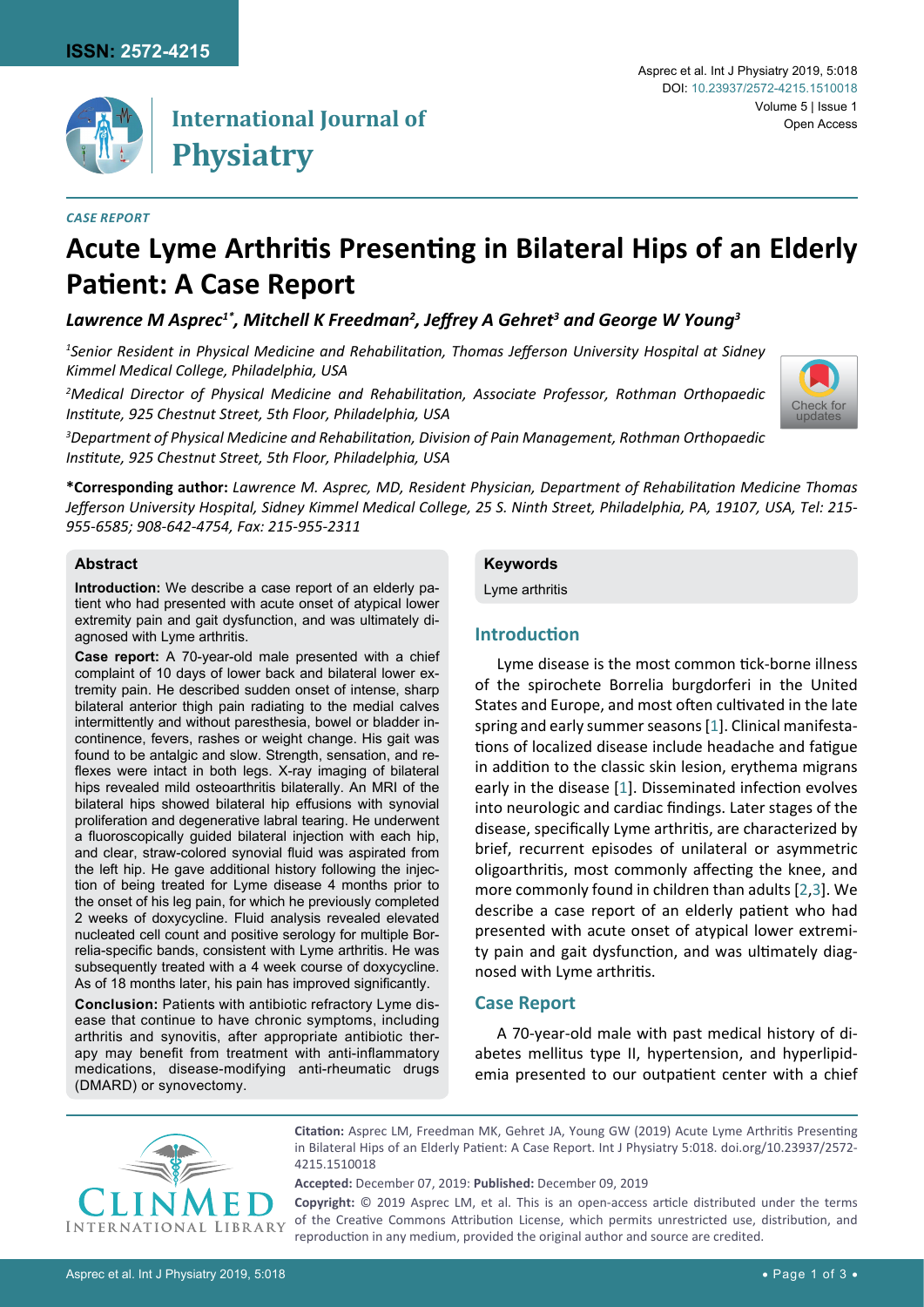*CASE REPORT*

# Acute Lyme Arthritis Presenting in Bilateral Hips of an Elderly Patient: A Case Report

***Lawrence M Asprec[1*], Mitchell K Freedman[2], Jeffrey A Gehret[3] and George W Young[3]***

*[1]Senior Resident in Physical Medicine and Rehabilitation, Thomas Jefferson University Hospital at Sidney Kimmel Medical College, Philadelphia, USA*

*[2]Medical Director of Physical Medicine and Rehabilitation, Associate Professor, Rothman Orthopaedic Institute, 925 Chestnut Street, 5th Floor, Philadelphia, USA*

*[3]Department of Physical Medicine and Rehabilitation, Division of Pain Management, Rothman Orthopaedic Institute, 925 Chestnut Street, 5th Floor, Philadelphia, USA*

**\*Corresponding author:** *Lawrence M. Asprec, MD, Resident Physician, Department of Rehabilitation Medicine Thomas Jefferson University Hospital, Sidney Kimmel Medical College, 25 S. Ninth Street, Philadelphia, PA, 19107, USA, Tel: 215-955-6585; 908-642-4754, Fax: 215-955-2311*

## Abstract

**Introduction:** We describe a case report of an elderly patient who had presented with acute onset of atypical lower extremity pain and gait dysfunction, and was ultimately diagnosed with Lyme arthritis.

**Case report:** A 70-year-old male presented with a chief complaint of 10 days of lower back and bilateral lower extremity pain. He described sudden onset of intense, sharp bilateral anterior thigh pain radiating to the medial calves intermittently and without paresthesia, bowel or bladder incontinence, fevers, rashes or weight change. His gait was found to be antalgic and slow. Strength, sensation, and reflexes were intact in both legs. X-ray imaging of bilateral hips revealed mild osteoarthritis bilaterally. An MRI of the bilateral hips showed bilateral hip effusions with synovial proliferation and degenerative labral tearing. He underwent a fluoroscopically guided bilateral injection with each hip, and clear, straw-colored synovial fluid was aspirated from the left hip. He gave additional history following the injection of being treated for Lyme disease 4 months prior to the onset of his leg pain, for which he previously completed 2 weeks of doxycycline. Fluid analysis revealed elevated nucleated cell count and positive serology for multiple Borrelia-specific bands, consistent with Lyme arthritis. He was subsequently treated with a 4 week course of doxycycline. As of 18 months later, his pain has improved significantly.

**Conclusion:** Patients with antibiotic refractory Lyme disease that continue to have chronic symptoms, including arthritis and synovitis, after appropriate antibiotic therapy may benefit from treatment with anti-inflammatory medications, disease-modifying anti-rheumatic drugs (DMARD) or synovectomy.

## Keywords

Lyme arthritis

## Introduction

Lyme disease is the most common tick-borne illness of the spirochete Borrelia burgdorferi in the United States and Europe, and most often cultivated in the late spring and early summer seasons [1]. Clinical manifestations of localized disease include headache and fatigue in addition to the classic skin lesion, erythema migrans early in the disease [1]. Disseminated infection evolves into neurologic and cardiac findings. Later stages of the disease, specifically Lyme arthritis, are characterized by brief, recurrent episodes of unilateral or asymmetric oligoarthritis, most commonly affecting the knee, and more commonly found in children than adults [2,3]. We describe a case report of an elderly patient who had presented with acute onset of atypical lower extremity pain and gait dysfunction, and was ultimately diagnosed with Lyme arthritis.

## Case Report

A 70-year-old male with past medical history of diabetes mellitus type II, hypertension, and hyperlipidemia presented to our outpatient center with a chief

**Citation:** Asprec LM, Freedman MK, Gehret JA, Young GW (2019) Acute Lyme Arthritis Presenting in Bilateral Hips of an Elderly Patient: A Case Report. Int J Physiatry 5:018. doi.org/10.23937/2572-4215.1510018

**Accepted:** December 07, 2019: **Published:** December 09, 2019

**Copyright:** © 2019 Asprec LM, et al. This is an open-access article distributed under the terms of the Creative Commons Attribution License, which permits unrestricted use, distribution, and reproduction in any medium, provided the original author and source are credited.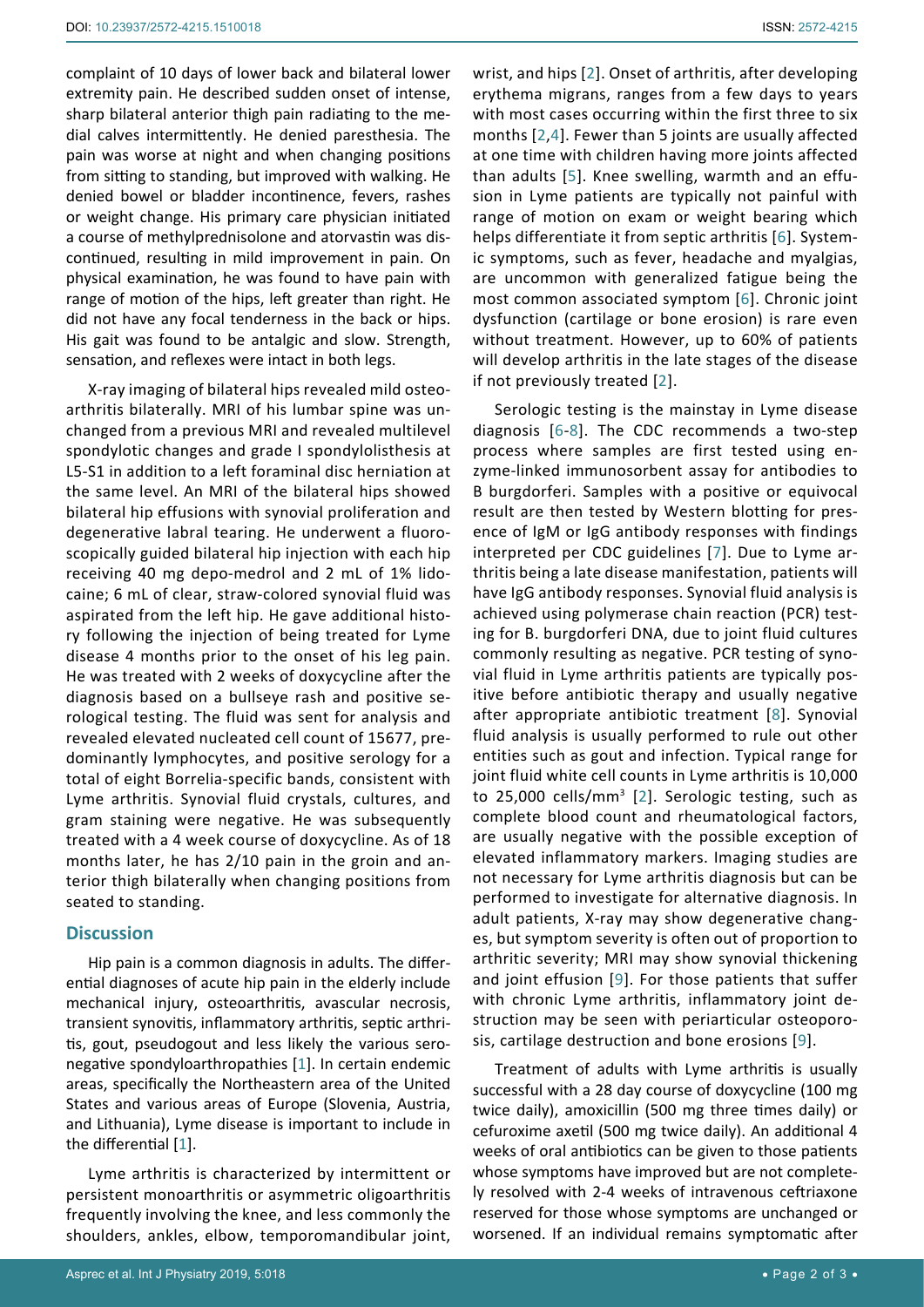complaint of 10 days of lower back and bilateral lower extremity pain. He described sudden onset of intense, sharp bilateral anterior thigh pain radiating to the medial calves intermittently. He denied paresthesia. The pain was worse at night and when changing positions from sitting to standing, but improved with walking. He denied bowel or bladder incontinence, fevers, rashes or weight change. His primary care physician initiated a course of methylprednisolone and atorvastin was discontinued, resulting in mild improvement in pain. On physical examination, he was found to have pain with range of motion of the hips, left greater than right. He did not have any focal tenderness in the back or hips. His gait was found to be antalgic and slow. Strength, sensation, and reflexes were intact in both legs.

X-ray imaging of bilateral hips revealed mild osteoarthritis bilaterally. MRI of his lumbar spine was unchanged from a previous MRI and revealed multilevel spondylotic changes and grade I spondylolisthesis at L5-S1 in addition to a left foraminal disc herniation at the same level. An MRI of the bilateral hips showed bilateral hip effusions with synovial proliferation and degenerative labral tearing. He underwent a fluoroscopically guided bilateral hip injection with each hip receiving 40 mg depo-medrol and 2 mL of 1% lidocaine; 6 mL of clear, straw-colored synovial fluid was aspirated from the left hip. He gave additional history following the injection of being treated for Lyme disease 4 months prior to the onset of his leg pain. He was treated with 2 weeks of doxycycline after the diagnosis based on a bullseye rash and positive serological testing. The fluid was sent for analysis and revealed elevated nucleated cell count of 15677, predominantly lymphocytes, and positive serology for a total of eight Borrelia-specific bands, consistent with Lyme arthritis. Synovial fluid crystals, cultures, and gram staining were negative. He was subsequently treated with a 4 week course of doxycycline. As of 18 months later, he has 2/10 pain in the groin and anterior thigh bilaterally when changing positions from seated to standing.

## Discussion

Hip pain is a common diagnosis in adults. The differential diagnoses of acute hip pain in the elderly include mechanical injury, osteoarthritis, avascular necrosis, transient synovitis, inflammatory arthritis, septic arthritis, gout, pseudogout and less likely the various seronegative spondyloarthropathies [1]. In certain endemic areas, specifically the Northeastern area of the United States and various areas of Europe (Slovenia, Austria, and Lithuania), Lyme disease is important to include in the differential [1].

Lyme arthritis is characterized by intermittent or persistent monoarthritis or asymmetric oligoarthritis frequently involving the knee, and less commonly the shoulders, ankles, elbow, temporomandibular joint, wrist, and hips [2]. Onset of arthritis, after developing erythema migrans, ranges from a few days to years with most cases occurring within the first three to six months [2,4]. Fewer than 5 joints are usually affected at one time with children having more joints affected than adults [5]. Knee swelling, warmth and an effusion in Lyme patients are typically not painful with range of motion on exam or weight bearing which helps differentiate it from septic arthritis [6]. Systemic symptoms, such as fever, headache and myalgias, are uncommon with generalized fatigue being the most common associated symptom [6]. Chronic joint dysfunction (cartilage or bone erosion) is rare even without treatment. However, up to 60% of patients will develop arthritis in the late stages of the disease if not previously treated [2].

Serologic testing is the mainstay in Lyme disease diagnosis [6-8]. The CDC recommends a two-step process where samples are first tested using enzyme-linked immunosorbent assay for antibodies to B burgdorferi. Samples with a positive or equivocal result are then tested by Western blotting for presence of IgM or IgG antibody responses with findings interpreted per CDC guidelines [7]. Due to Lyme arthritis being a late disease manifestation, patients will have IgG antibody responses. Synovial fluid analysis is achieved using polymerase chain reaction (PCR) testing for B. burgdorferi DNA, due to joint fluid cultures commonly resulting as negative. PCR testing of synovial fluid in Lyme arthritis patients are typically positive before antibiotic therapy and usually negative after appropriate antibiotic treatment [8]. Synovial fluid analysis is usually performed to rule out other entities such as gout and infection. Typical range for joint fluid white cell counts in Lyme arthritis is 10,000 to 25,000 cells/mm$^3$ [2]. Serologic testing, such as complete blood count and rheumatological factors, are usually negative with the possible exception of elevated inflammatory markers. Imaging studies are not necessary for Lyme arthritis diagnosis but can be performed to investigate for alternative diagnosis. In adult patients, X-ray may show degenerative changes, but symptom severity is often out of proportion to arthritic severity; MRI may show synovial thickening and joint effusion [9]. For those patients that suffer with chronic Lyme arthritis, inflammatory joint destruction may be seen with periarticular osteoporosis, cartilage destruction and bone erosions [9].

Treatment of adults with Lyme arthritis is usually successful with a 28 day course of doxycycline (100 mg twice daily), amoxicillin (500 mg three times daily) or cefuroxime axetil (500 mg twice daily). An additional 4 weeks of oral antibiotics can be given to those patients whose symptoms have improved but are not completely resolved with 2-4 weeks of intravenous ceftriaxone reserved for those whose symptoms are unchanged or worsened. If an individual remains symptomatic after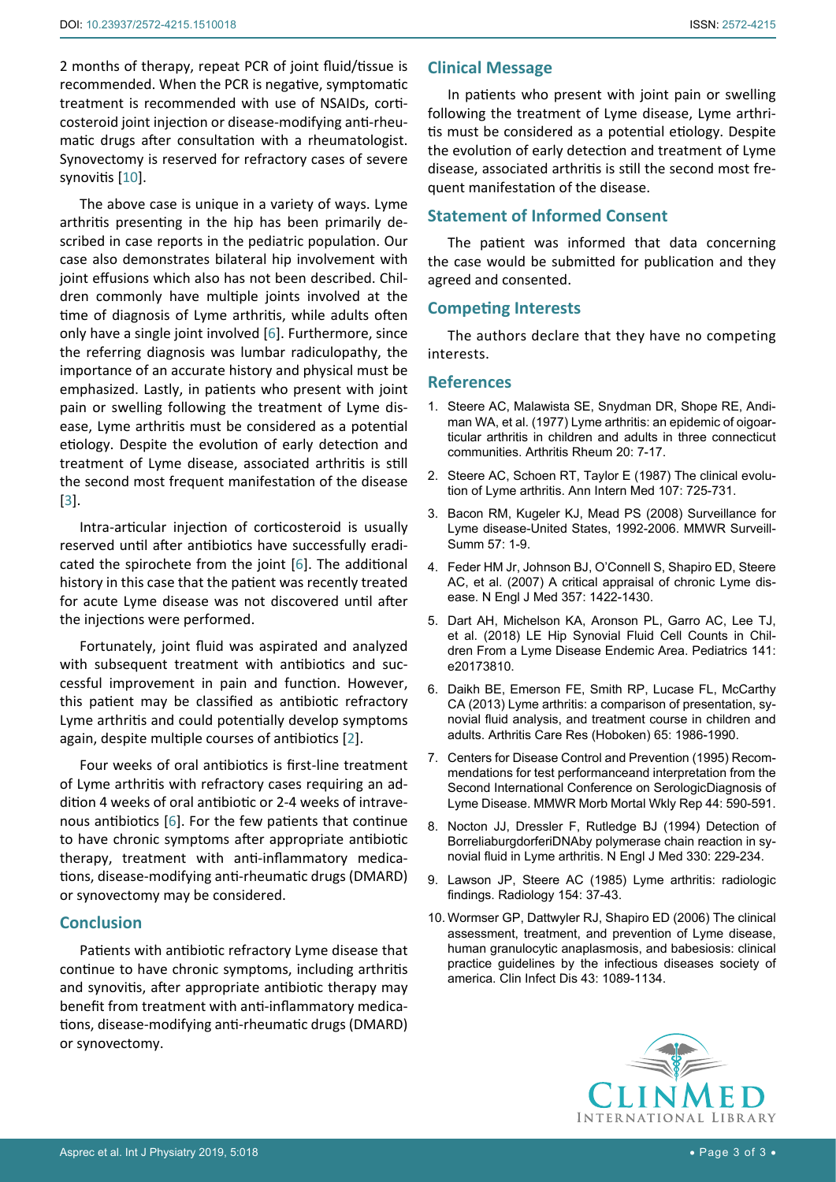2 months of therapy, repeat PCR of joint fluid/tissue is recommended. When the PCR is negative, symptomatic treatment is recommended with use of NSAIDs, corticosteroid joint injection or disease-modifying anti-rheumatic drugs after consultation with a rheumatologist. Synovectomy is reserved for refractory cases of severe synovitis [10].

The above case is unique in a variety of ways. Lyme arthritis presenting in the hip has been primarily described in case reports in the pediatric population. Our case also demonstrates bilateral hip involvement with joint effusions which also has not been described. Children commonly have multiple joints involved at the time of diagnosis of Lyme arthritis, while adults often only have a single joint involved [6]. Furthermore, since the referring diagnosis was lumbar radiculopathy, the importance of an accurate history and physical must be emphasized. Lastly, in patients who present with joint pain or swelling following the treatment of Lyme disease, Lyme arthritis must be considered as a potential etiology. Despite the evolution of early detection and treatment of Lyme disease, associated arthritis is still the second most frequent manifestation of the disease [3].

Intra-articular injection of corticosteroid is usually reserved until after antibiotics have successfully eradicated the spirochete from the joint [6]. The additional history in this case that the patient was recently treated for acute Lyme disease was not discovered until after the injections were performed.

Fortunately, joint fluid was aspirated and analyzed with subsequent treatment with antibiotics and successful improvement in pain and function. However, this patient may be classified as antibiotic refractory Lyme arthritis and could potentially develop symptoms again, despite multiple courses of antibiotics [2].

Four weeks of oral antibiotics is first-line treatment of Lyme arthritis with refractory cases requiring an addition 4 weeks of oral antibiotic or 2-4 weeks of intravenous antibiotics [6]. For the few patients that continue to have chronic symptoms after appropriate antibiotic therapy, treatment with anti-inflammatory medications, disease-modifying anti-rheumatic drugs (DMARD) or synovectomy may be considered.

## Conclusion

Patients with antibiotic refractory Lyme disease that continue to have chronic symptoms, including arthritis and synovitis, after appropriate antibiotic therapy may benefit from treatment with anti-inflammatory medications, disease-modifying anti-rheumatic drugs (DMARD) or synovectomy.

## Clinical Message

In patients who present with joint pain or swelling following the treatment of Lyme disease, Lyme arthritis must be considered as a potential etiology. Despite the evolution of early detection and treatment of Lyme disease, associated arthritis is still the second most frequent manifestation of the disease.

## Statement of Informed Consent

The patient was informed that data concerning the case would be submitted for publication and they agreed and consented.

## Competing Interests

The authors declare that they have no competing interests.

## References

1. Steere AC, Malawista SE, Snydman DR, Shope RE, Andiman WA, et al. (1977) Lyme arthritis: an epidemic of oigoarticular arthritis in children and adults in three connecticut communities. Arthritis Rheum 20: 7-17.
2. Steere AC, Schoen RT, Taylor E (1987) The clinical evolution of Lyme arthritis. Ann Intern Med 107: 725-731.
3. Bacon RM, Kugeler KJ, Mead PS (2008) Surveillance for Lyme disease-United States, 1992-2006. MMWR Surveill-Summ 57: 1-9.
4. Feder HM Jr, Johnson BJ, O'Connell S, Shapiro ED, Steere AC, et al. (2007) A critical appraisal of chronic Lyme disease. N Engl J Med 357: 1422-1430.
5. Dart AH, Michelson KA, Aronson PL, Garro AC, Lee TJ, et al. (2018) LE Hip Synovial Fluid Cell Counts in Children From a Lyme Disease Endemic Area. Pediatrics 141: e20173810.
6. Daikh BE, Emerson FE, Smith RP, Lucase FL, McCarthy CA (2013) Lyme arthritis: a comparison of presentation, synovial fluid analysis, and treatment course in children and adults. Arthritis Care Res (Hoboken) 65: 1986-1990.
7. Centers for Disease Control and Prevention (1995) Recommendations for test performanceand interpretation from the Second International Conference on SerologicDiagnosis of Lyme Disease. MMWR Morb Mortal Wkly Rep 44: 590-591.
8. Nocton JJ, Dressler F, Rutledge BJ (1994) Detection of BorreliaburgdorferiDNAby polymerase chain reaction in synovial fluid in Lyme arthritis. N Engl J Med 330: 229-234.
9. Lawson JP, Steere AC (1985) Lyme arthritis: radiologic findings. Radiology 154: 37-43.
10. Wormser GP, Dattwyler RJ, Shapiro ED (2006) The clinical assessment, treatment, and prevention of Lyme disease, human granulocytic anaplasmosis, and babesiosis: clinical practice guidelines by the infectious diseases society of america. Clin Infect Dis 43: 1089-1134.